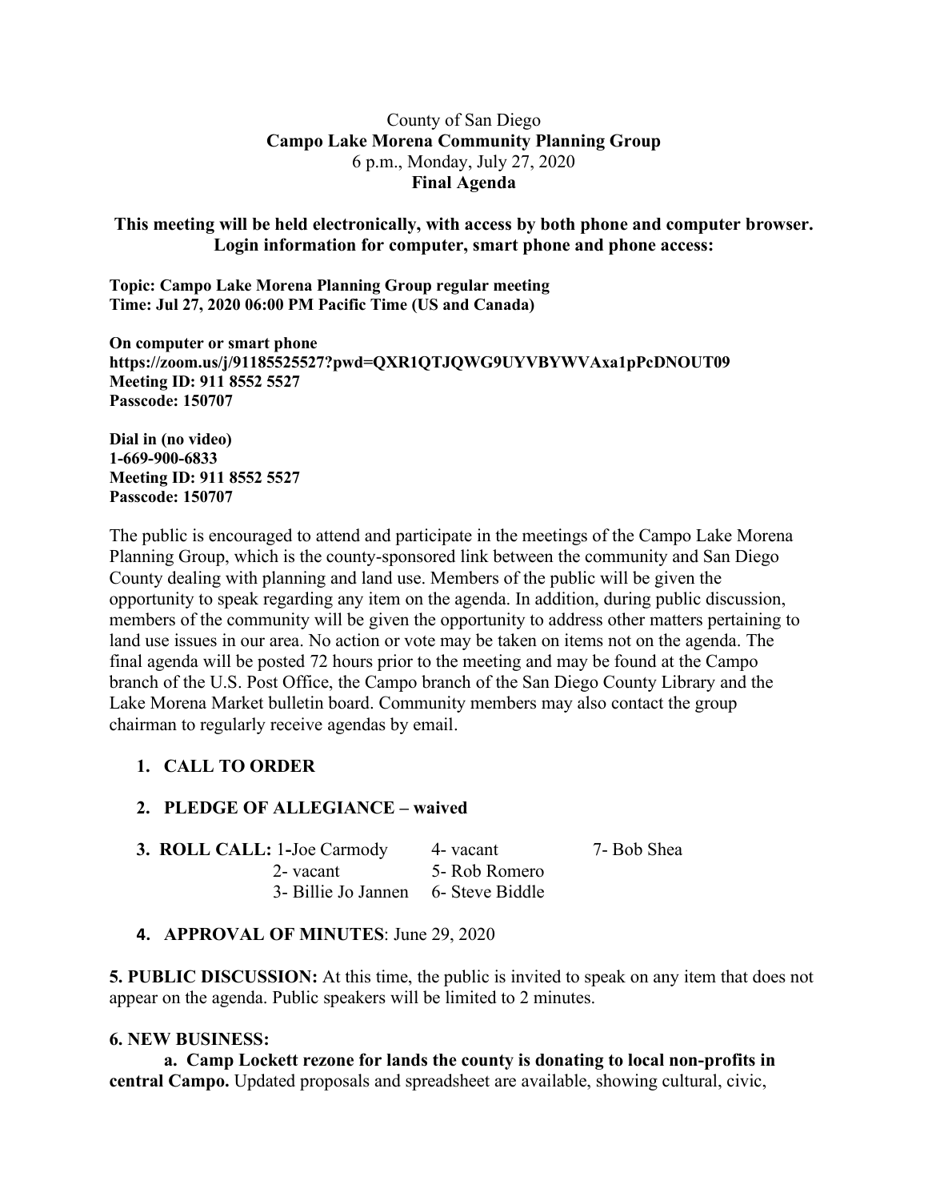County of San Diego

**Campo Lake Morena Community Planning Group**

6 p.m., Monday, July 27, 2020

**Final Agenda**

**This meeting will be held electronically, with access by both phone and computer browser. Login information for computer, smart phone and phone access:**

**Topic: Campo Lake Morena Planning Group regular meeting**
**Time: Jul 27, 2020 06:00 PM Pacific Time (US and Canada)**

**On computer or smart phone**
**https://zoom.us/j/91185525527?pwd=QXR1QTJQWG9UYVBYWVAxa1pPcDNOUT09**
**Meeting ID: 911 8552 5527**
**Passcode: 150707**

**Dial in (no video)**
**1-669-900-6833**
**Meeting ID: 911 8552 5527**
**Passcode: 150707**

The public is encouraged to attend and participate in the meetings of the Campo Lake Morena Planning Group, which is the county-sponsored link between the community and San Diego County dealing with planning and land use. Members of the public will be given the opportunity to speak regarding any item on the agenda. In addition, during public discussion, members of the community will be given the opportunity to address other matters pertaining to land use issues in our area. No action or vote may be taken on items not on the agenda. The final agenda will be posted 72 hours prior to the meeting and may be found at the Campo branch of the U.S. Post Office, the Campo branch of the San Diego County Library and the Lake Morena Market bulletin board. Community members may also contact the group chairman to regularly receive agendas by email.

1. **CALL TO ORDER**

2. **PLEDGE OF ALLEGIANCE – waived**

3. **ROLL CALL:** 1-Joe Carmody, 2- vacant, 3- Billie Jo Jannen, 4- vacant, 5- Rob Romero, 6- Steve Biddle, 7- Bob Shea

4. **APPROVAL OF MINUTES**: June 29, 2020

**5. PUBLIC DISCUSSION:** At this time, the public is invited to speak on any item that does not appear on the agenda. Public speakers will be limited to 2 minutes.

**6. NEW BUSINESS:**

**a. Camp Lockett rezone for lands the county is donating to local non-profits in central Campo.** Updated proposals and spreadsheet are available, showing cultural, civic,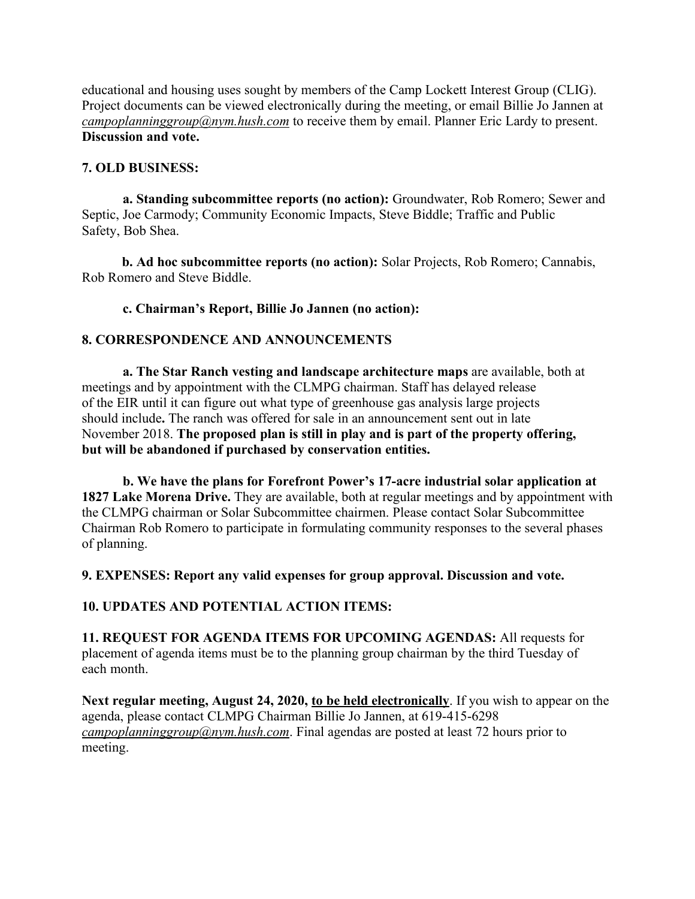educational and housing uses sought by members of the Camp Lockett Interest Group (CLIG). Project documents can be viewed electronically during the meeting, or email Billie Jo Jannen at *campoplanninggroup@nym.hush.com* to receive them by email. Planner Eric Lardy to present. **Discussion and vote.**

**7. OLD BUSINESS:**

**a. Standing subcommittee reports (no action):** Groundwater, Rob Romero; Sewer and Septic, Joe Carmody; Community Economic Impacts, Steve Biddle; Traffic and Public Safety, Bob Shea.

**b. Ad hoc subcommittee reports (no action):** Solar Projects, Rob Romero; Cannabis, Rob Romero and Steve Biddle.

**c. Chairman's Report, Billie Jo Jannen (no action):**

**8. CORRESPONDENCE AND ANNOUNCEMENTS**

**a. The Star Ranch vesting and landscape architecture maps** are available, both at meetings and by appointment with the CLMPG chairman. Staff has delayed release of the EIR until it can figure out what type of greenhouse gas analysis large projects should include**.** The ranch was offered for sale in an announcement sent out in late November 2018. **The proposed plan is still in play and is part of the property offering, but will be abandoned if purchased by conservation entities.**

**b. We have the plans for Forefront Power's 17-acre industrial solar application at 1827 Lake Morena Drive.** They are available, both at regular meetings and by appointment with the CLMPG chairman or Solar Subcommittee chairmen. Please contact Solar Subcommittee Chairman Rob Romero to participate in formulating community responses to the several phases of planning.

**9. EXPENSES: Report any valid expenses for group approval. Discussion and vote.**

**10. UPDATES AND POTENTIAL ACTION ITEMS:**

**11. REQUEST FOR AGENDA ITEMS FOR UPCOMING AGENDAS:** All requests for placement of agenda items must be to the planning group chairman by the third Tuesday of each month.

**Next regular meeting, August 24, 2020, <u>to be held electronically</u>**. If you wish to appear on the agenda, please contact CLMPG Chairman Billie Jo Jannen, at 619-415-6298 *campoplanninggroup@nym.hush.com*. Final agendas are posted at least 72 hours prior to meeting.